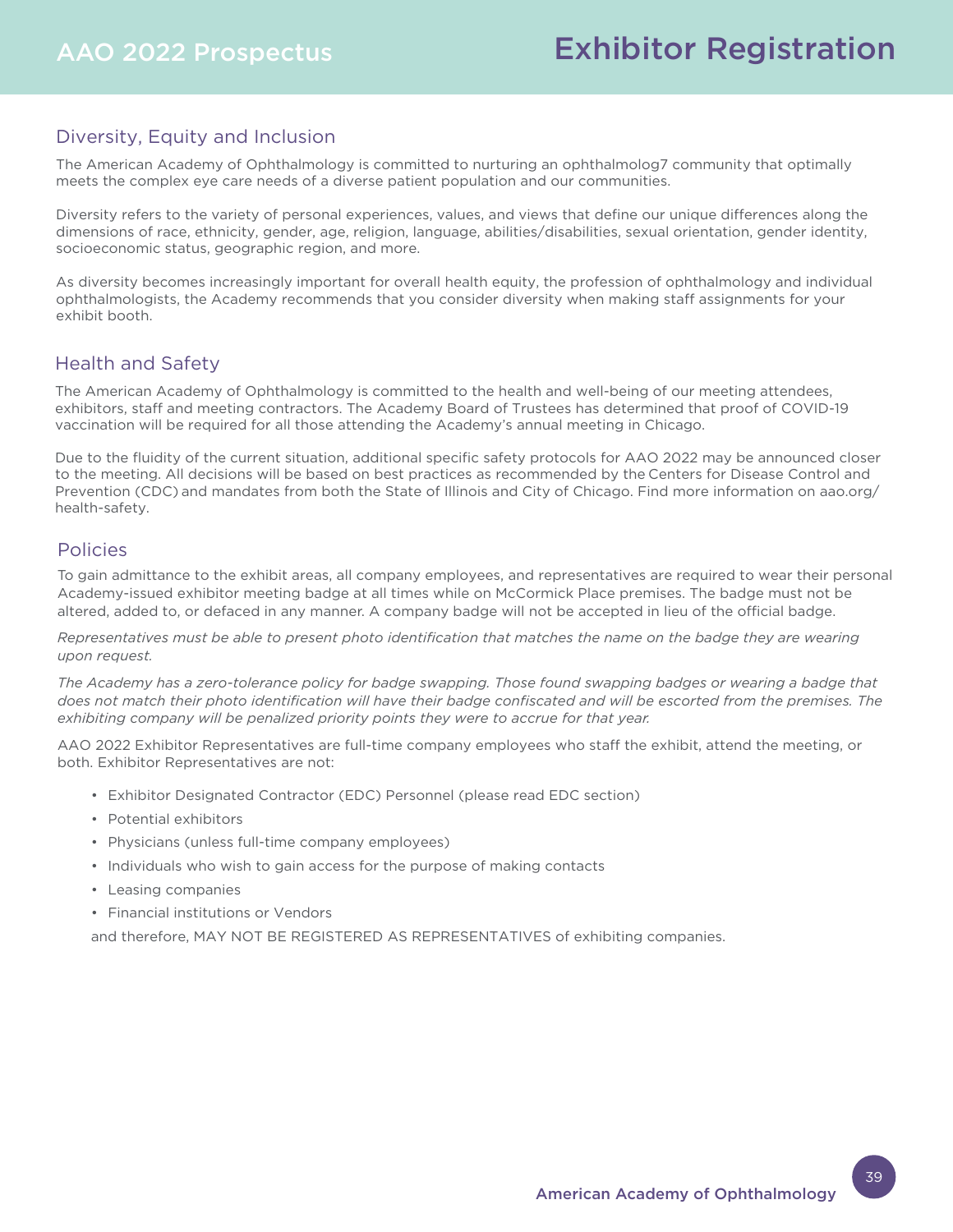# Exhibitor Registration

## Diversity, Equity and Inclusion

The American Academy of Ophthalmology is committed to nurturing an ophthalmolog7 community that optimally meets the complex eye care needs of a diverse patient population and our communities.

Diversity refers to the variety of personal experiences, values, and views that define our unique differences along the dimensions of race, ethnicity, gender, age, religion, language, abilities/disabilities, sexual orientation, gender identity, socioeconomic status, geographic region, and more.

As diversity becomes increasingly important for overall health equity, the profession of ophthalmology and individual ophthalmologists, the Academy recommends that you consider diversity when making staff assignments for your exhibit booth.

## Health and Safety

The American Academy of Ophthalmology is committed to the health and well-being of our meeting attendees, exhibitors, staff and meeting contractors. The Academy Board of Trustees has determined that proof of COVID-19 vaccination will be required for all those attending the Academy's annual meeting in Chicago.

Due to the fluidity of the current situation, additional specific safety protocols for AAO 2022 may be announced closer to the meeting. All decisions will be based on best practices as recommended by the Centers for Disease Control and Prevention (CDC) and mandates from both the State of Illinois and City of Chicago. Find more information on aao.org/health-safety.

## Policies

To gain admittance to the exhibit areas, all company employees, and representatives are required to wear their personal Academy-issued exhibitor meeting badge at all times while on McCormick Place premises. The badge must not be altered, added to, or defaced in any manner. A company badge will not be accepted in lieu of the official badge.

*Representatives must be able to present photo identification that matches the name on the badge they are wearing upon request.*

*The Academy has a zero-tolerance policy for badge swapping. Those found swapping badges or wearing a badge that does not match their photo identification will have their badge confiscated and will be escorted from the premises. The exhibiting company will be penalized priority points they were to accrue for that year.*

AAO 2022 Exhibitor Representatives are full-time company employees who staff the exhibit, attend the meeting, or both. Exhibitor Representatives are not:

- Exhibitor Designated Contractor (EDC) Personnel (please read EDC section)
- Potential exhibitors
- Physicians (unless full-time company employees)
- Individuals who wish to gain access for the purpose of making contacts
- Leasing companies
- Financial institutions or Vendors

and therefore, MAY NOT BE REGISTERED AS REPRESENTATIVES of exhibiting companies.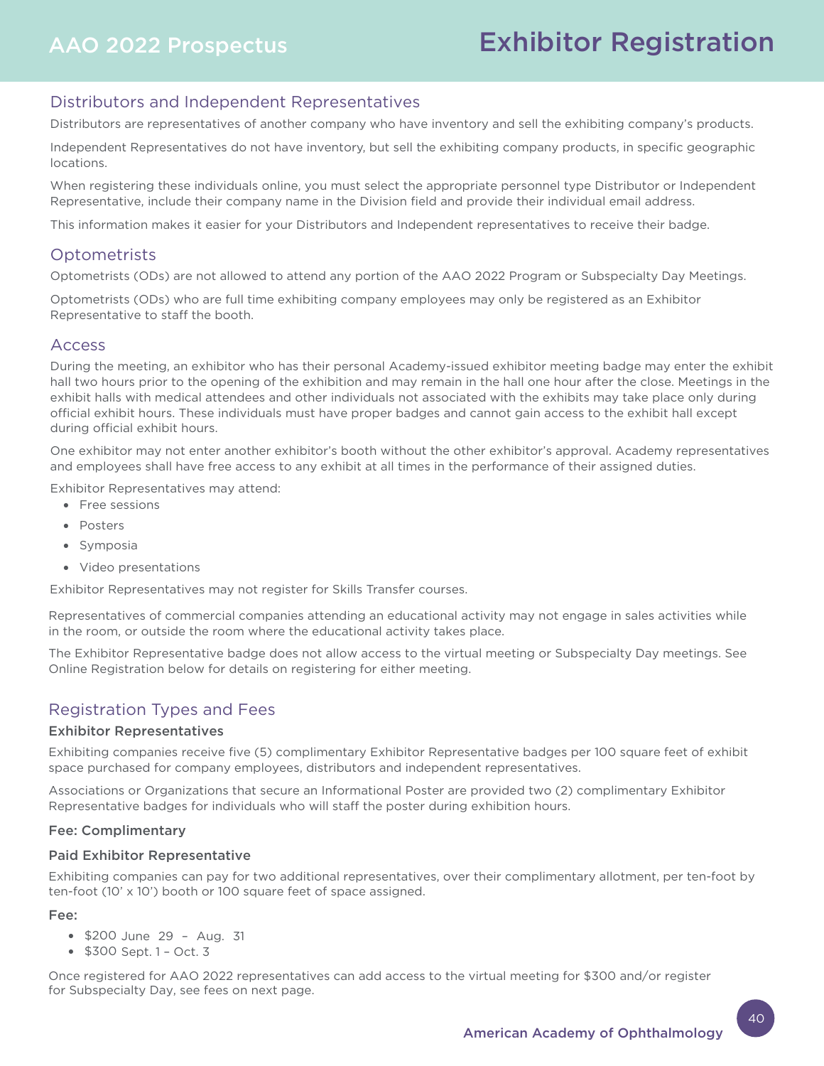## Distributors and Independent Representatives

Distributors are representatives of another company who have inventory and sell the exhibiting company's products.

Independent Representatives do not have inventory, but sell the exhibiting company products, in specific geographic locations.

When registering these individuals online, you must select the appropriate personnel type Distributor or Independent Representative, include their company name in the Division field and provide their individual email address.

This information makes it easier for your Distributors and Independent representatives to receive their badge.

## Optometrists

Optometrists (ODs) are not allowed to attend any portion of the AAO 2022 Program or Subspecialty Day Meetings.

Optometrists (ODs) who are full time exhibiting company employees may only be registered as an Exhibitor Representative to staff the booth.

## Access

During the meeting, an exhibitor who has their personal Academy-issued exhibitor meeting badge may enter the exhibit hall two hours prior to the opening of the exhibition and may remain in the hall one hour after the close. Meetings in the exhibit halls with medical attendees and other individuals not associated with the exhibits may take place only during official exhibit hours. These individuals must have proper badges and cannot gain access to the exhibit hall except during official exhibit hours.

One exhibitor may not enter another exhibitor's booth without the other exhibitor's approval. Academy representatives and employees shall have free access to any exhibit at all times in the performance of their assigned duties.

Exhibitor Representatives may attend:

- Free sessions
- Posters
- Symposia
- Video presentations

Exhibitor Representatives may not register for Skills Transfer courses.

Representatives of commercial companies attending an educational activity may not engage in sales activities while in the room, or outside the room where the educational activity takes place.

The Exhibitor Representative badge does not allow access to the virtual meeting or Subspecialty Day meetings. See Online Registration below for details on registering for either meeting.

## Registration Types and Fees

### Exhibitor Representatives

Exhibiting companies receive five (5) complimentary Exhibitor Representative badges per 100 square feet of exhibit space purchased for company employees, distributors and independent representatives.

Associations or Organizations that secure an Informational Poster are provided two (2) complimentary Exhibitor Representative badges for individuals who will staff the poster during exhibition hours.

**Fee: Complimentary**

### Paid Exhibitor Representative

Exhibiting companies can pay for two additional representatives, over their complimentary allotment, per ten-foot by ten-foot (10' x 10') booth or 100 square feet of space assigned.

**Fee:**

- $200 June 29 – Aug. 31
- $300 Sept. 1 – Oct. 3

Once registered for AAO 2022 representatives can add access to the virtual meeting for $300 and/or register for Subspecialty Day, see fees on next page.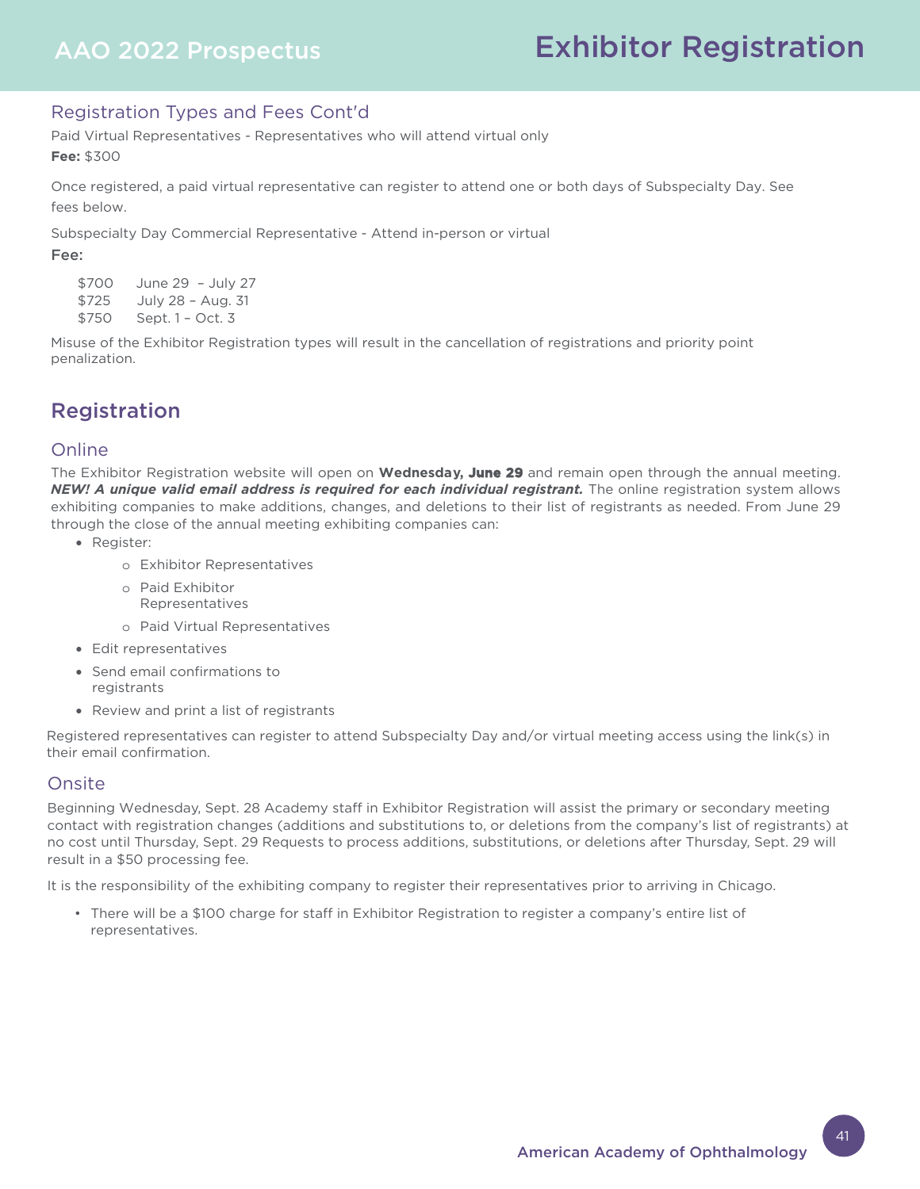### Registration Types and Fees Cont'd

Paid Virtual Representatives - Representatives who will attend virtual only

**Fee:** $300

Once registered, a paid virtual representative can register to attend one or both days of Subspecialty Day. See fees below.

Subspecialty Day Commercial Representative - Attend in-person or virtual

Fee:

| | |
|---|---|
| $700 | June 29 – July 27 |
| $725 | July 28 – Aug. 31 |
| $750 | Sept. 1 – Oct. 3 |

Misuse of the Exhibitor Registration types will result in the cancellation of registrations and priority point penalization.

## Registration

### Online

The Exhibitor Registration website will open on **Wednesday, June 29** and remain open through the annual meeting. ***NEW! A unique valid email address is required for each individual registrant.*** The online registration system allows exhibiting companies to make additions, changes, and deletions to their list of registrants as needed. From June 29 through the close of the annual meeting exhibiting companies can:

- Register:
  - Exhibitor Representatives
  - Paid Exhibitor Representatives
  - Paid Virtual Representatives
- Edit representatives
- Send email confirmations to registrants
- Review and print a list of registrants

Registered representatives can register to attend Subspecialty Day and/or virtual meeting access using the link(s) in their email confirmation.

### Onsite

Beginning Wednesday, Sept. 28 Academy staff in Exhibitor Registration will assist the primary or secondary meeting contact with registration changes (additions and substitutions to, or deletions from the company's list of registrants) at no cost until Thursday, Sept. 29 Requests to process additions, substitutions, or deletions after Thursday, Sept. 29 will result in a $50 processing fee.

It is the responsibility of the exhibiting company to register their representatives prior to arriving in Chicago.

- There will be a $100 charge for staff in Exhibitor Registration to register a company's entire list of representatives.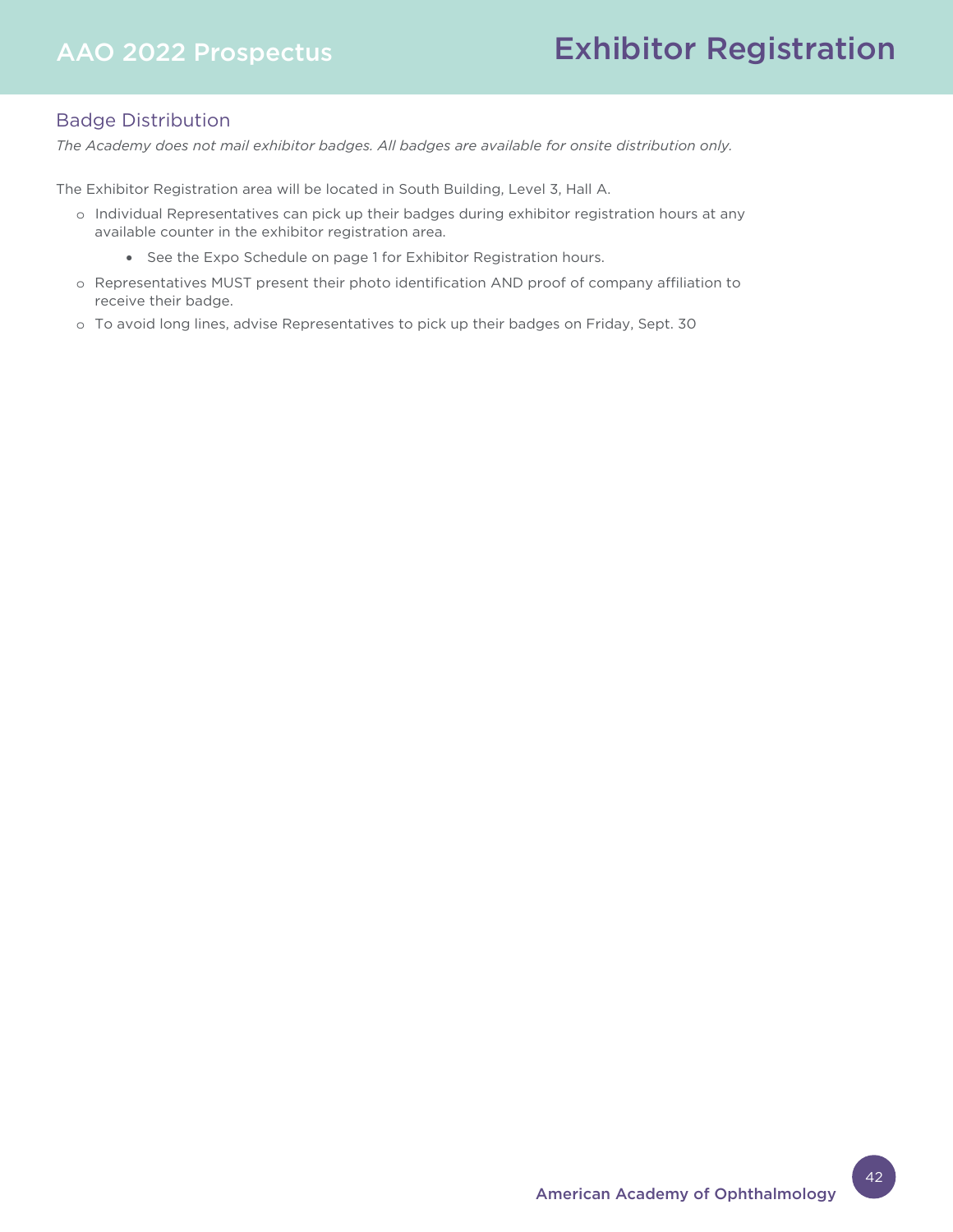## Badge Distribution

*The Academy does not mail exhibitor badges. All badges are available for onsite distribution only.*

The Exhibitor Registration area will be located in South Building, Level 3, Hall A.

- Individual Representatives can pick up their badges during exhibitor registration hours at any available counter in the exhibitor registration area.
    - See the Expo Schedule on page 1 for Exhibitor Registration hours.
- Representatives MUST present their photo identification AND proof of company affiliation to receive their badge.
- To avoid long lines, advise Representatives to pick up their badges on Friday, Sept. 30